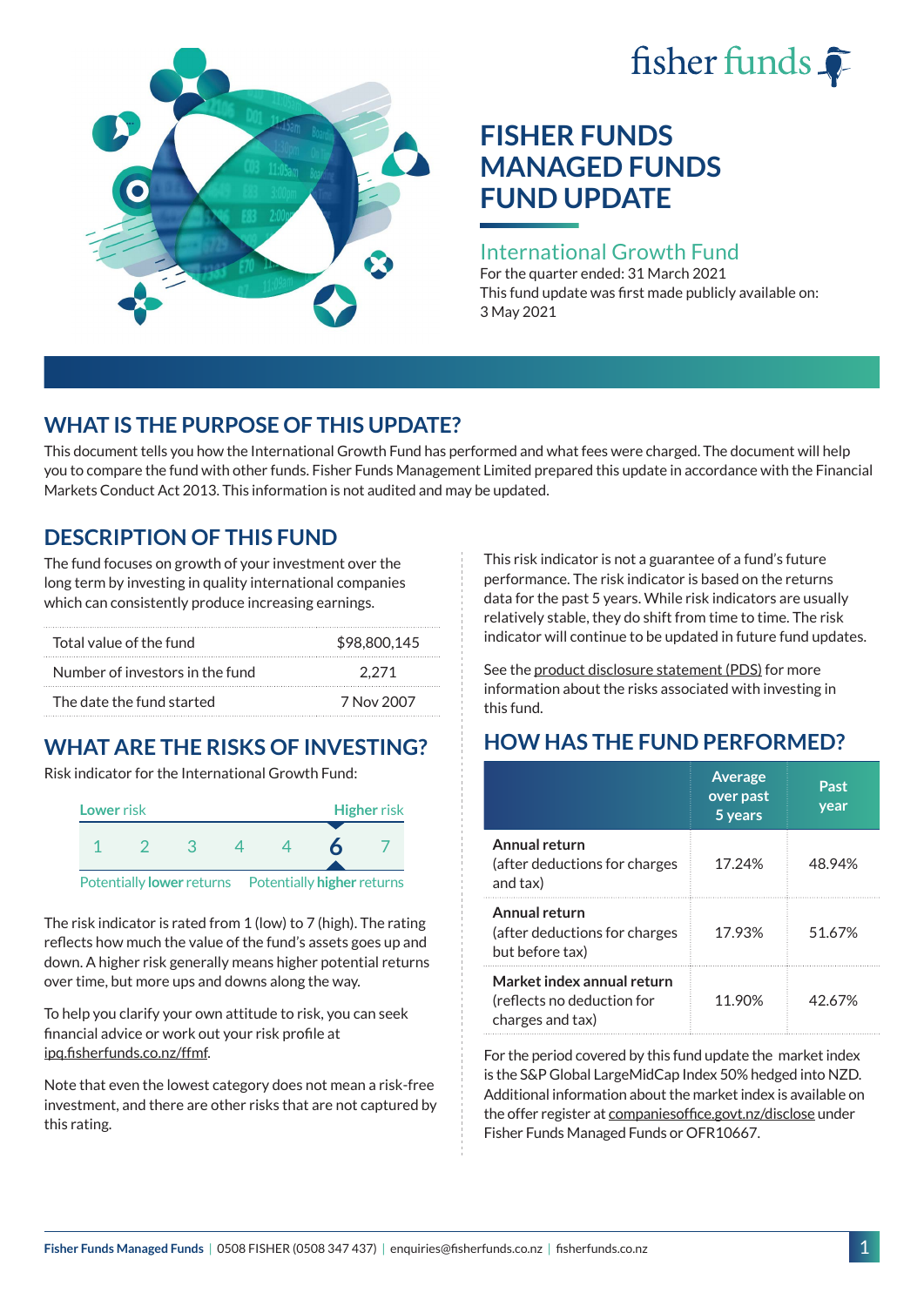fisher funds

# FISHER FUNDS MANAGED FUNDS FUND UPDATE

## International Growth Fund

For the quarter ended: 31 March 2021

This fund update was first made publicly available on: 3 May 2021

## WHAT IS THE PURPOSE OF THIS UPDATE?

This document tells you how the International Growth Fund has performed and what fees were charged. The document will help you to compare the fund with other funds. Fisher Funds Management Limited prepared this update in accordance with the Financial Markets Conduct Act 2013. This information is not audited and may be updated.

## DESCRIPTION OF THIS FUND

The fund focuses on growth of your investment over the long term by investing in quality international companies which can consistently produce increasing earnings.

| | |
|---|---|
| Total value of the fund | $98,800,145 |
| Number of investors in the fund | 2,271 |
| The date the fund started | 7 Nov 2007 |

## WHAT ARE THE RISKS OF INVESTING?

Risk indicator for the International Growth Fund:

| Lower risk | | | | | | Higher risk |
|---|---|---|---|---|---|---|
| 1 | 2 | 3 | 4 | 4 | **6** | 7 |
| Potentially **lower** returns | | | | | | Potentially **higher** returns |

The risk indicator is rated from 1 (low) to 7 (high). The rating reflects how much the value of the fund's assets goes up and down. A higher risk generally means higher potential returns over time, but more ups and downs along the way.

To help you clarify your own attitude to risk, you can seek financial advice or work out your risk profile at ipq.fisherfunds.co.nz/ffmf.

Note that even the lowest category does not mean a risk-free investment, and there are other risks that are not captured by this rating.

This risk indicator is not a guarantee of a fund's future performance. The risk indicator is based on the returns data for the past 5 years. While risk indicators are usually relatively stable, they do shift from time to time. The risk indicator will continue to be updated in future fund updates.

See the product disclosure statement (PDS) for more information about the risks associated with investing in this fund.

## HOW HAS THE FUND PERFORMED?

| | Average over past 5 years | Past year |
|---|---|---|
| **Annual return** (after deductions for charges and tax) | 17.24% | 48.94% |
| **Annual return** (after deductions for charges but before tax) | 17.93% | 51.67% |
| **Market index annual return** (reflects no deduction for charges and tax) | 11.90% | 42.67% |

For the period covered by this fund update the market index is the S&P Global LargeMidCap Index 50% hedged into NZD. Additional information about the market index is available on the offer register at companiesoffice.govt.nz/disclose under Fisher Funds Managed Funds or OFR10667.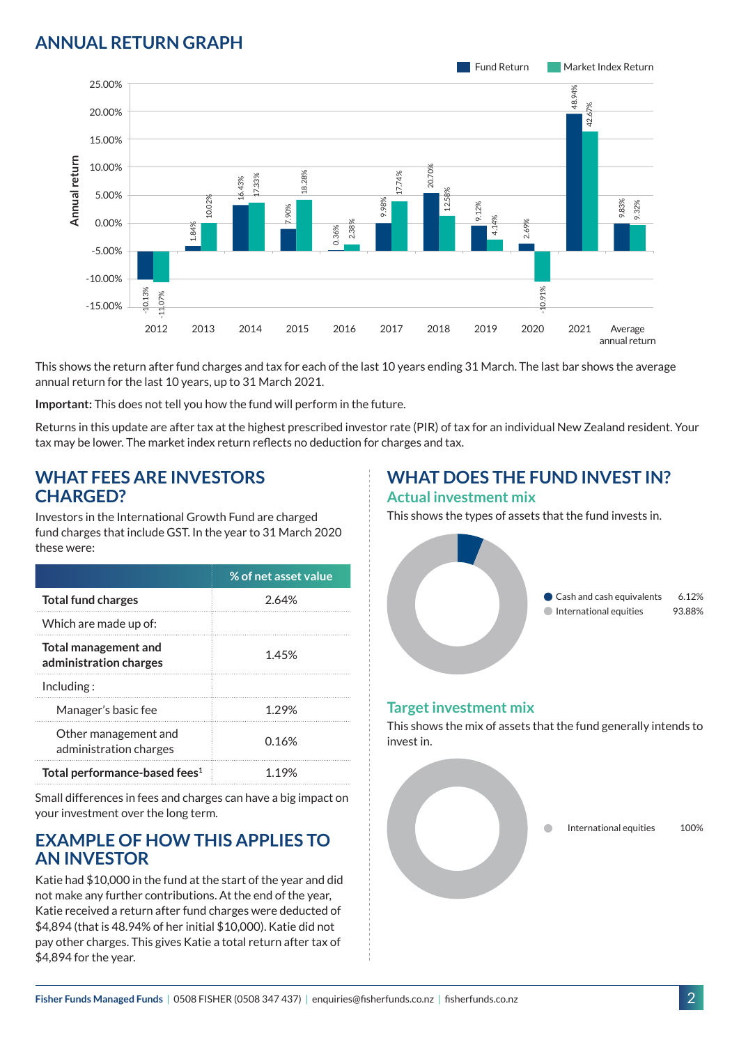## ANNUAL RETURN GRAPH

| Year | Fund Return | Market Index Return |
|---|---|---|
| 2012 | -10.13% | -11.07% |
| 2013 | 1.84% | 10.02% |
| 2014 | 16.43% | 17.33% |
| 2015 | 7.90% | 18.28% |
| 2016 | 0.36% | 2.38% |
| 2017 | 9.98% | 17.74% |
| 2018 | 20.70% | 12.58% |
| 2019 | 9.12% | 4.14% |
| 2020 | 2.69% | -10.91% |
| 2021 | 48.94% | 42.67% |
| Average annual return | 9.83% | 9.32% |

This shows the return after fund charges and tax for each of the last 10 years ending 31 March. The last bar shows the average annual return for the last 10 years, up to 31 March 2021.

**Important:** This does not tell you how the fund will perform in the future.

Returns in this update are after tax at the highest prescribed investor rate (PIR) of tax for an individual New Zealand resident. Your tax may be lower. The market index return reflects no deduction for charges and tax.

## WHAT FEES ARE INVESTORS CHARGED?

Investors in the International Growth Fund are charged fund charges that include GST. In the year to 31 March 2020 these were:

| | % of net asset value |
|---|---|
| **Total fund charges** | 2.64% |
| Which are made up of: | |
| **Total management and administration charges** | 1.45% |
| Including : | |
| Manager's basic fee | 1.29% |
| Other management and administration charges | 0.16% |
| **Total performance-based fees[1]** | 1.19% |

Small differences in fees and charges can have a big impact on your investment over the long term.

## EXAMPLE OF HOW THIS APPLIES TO AN INVESTOR

Katie had $10,000 in the fund at the start of the year and did not make any further contributions. At the end of the year, Katie received a return after fund charges were deducted of $4,894 (that is 48.94% of her initial $10,000). Katie did not pay other charges. This gives Katie a total return after tax of $4,894 for the year.

## WHAT DOES THE FUND INVEST IN?

### Actual investment mix

This shows the types of assets that the fund invests in.

| Asset | % |
|---|---|
| Cash and cash equivalents | 6.12% |
| International equities | 93.88% |

### Target investment mix

This shows the mix of assets that the fund generally intends to invest in.

| Asset | % |
|---|---|
| International equities | 100% |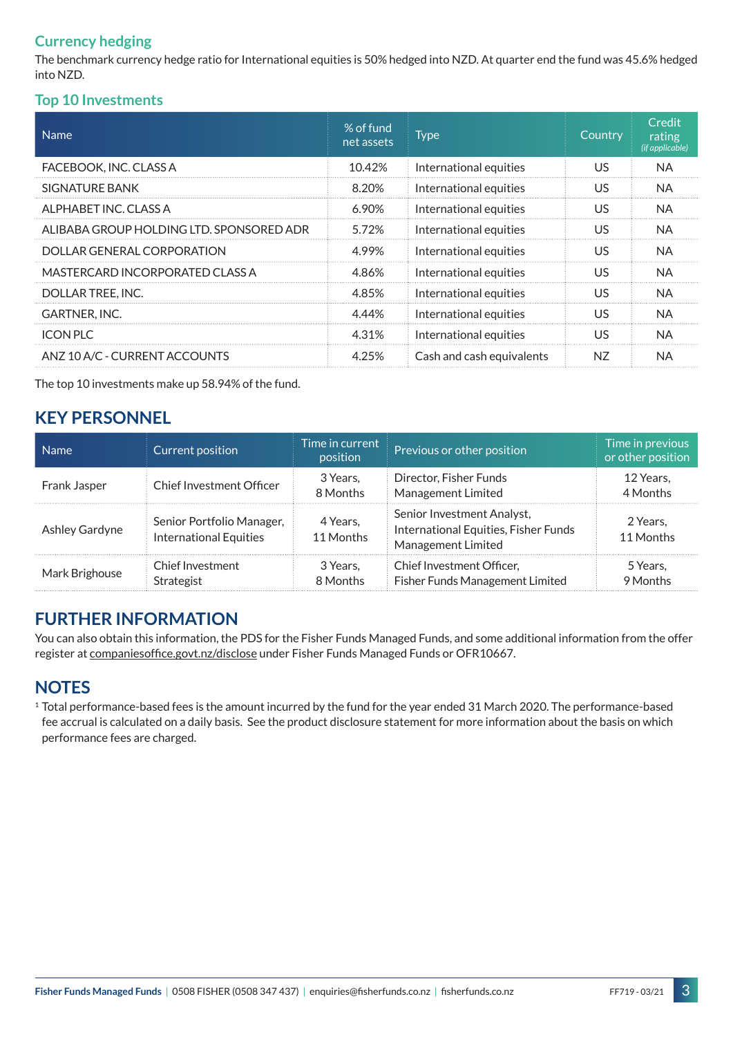## Currency hedging

The benchmark currency hedge ratio for International equities is 50% hedged into NZD. At quarter end the fund was 45.6% hedged into NZD.

## Top 10 Investments

| Name | % of fund net assets | Type | Country | Credit rating *(if applicable)* |
|---|---|---|---|---|
| FACEBOOK, INC. CLASS A | 10.42% | International equities | US | NA |
| SIGNATURE BANK | 8.20% | International equities | US | NA |
| ALPHABET INC. CLASS A | 6.90% | International equities | US | NA |
| ALIBABA GROUP HOLDING LTD. SPONSORED ADR | 5.72% | International equities | US | NA |
| DOLLAR GENERAL CORPORATION | 4.99% | International equities | US | NA |
| MASTERCARD INCORPORATED CLASS A | 4.86% | International equities | US | NA |
| DOLLAR TREE, INC. | 4.85% | International equities | US | NA |
| GARTNER, INC. | 4.44% | International equities | US | NA |
| ICON PLC | 4.31% | International equities | US | NA |
| ANZ 10 A/C - CURRENT ACCOUNTS | 4.25% | Cash and cash equivalents | NZ | NA |

The top 10 investments make up 58.94% of the fund.

## KEY PERSONNEL

| Name | Current position | Time in current position | Previous or other position | Time in previous or other position |
|---|---|---|---|---|
| Frank Jasper | Chief Investment Officer | 3 Years, 8 Months | Director, Fisher Funds Management Limited | 12 Years, 4 Months |
| Ashley Gardyne | Senior Portfolio Manager, International Equities | 4 Years, 11 Months | Senior Investment Analyst, International Equities, Fisher Funds Management Limited | 2 Years, 11 Months |
| Mark Brighouse | Chief Investment Strategist | 3 Years, 8 Months | Chief Investment Officer, Fisher Funds Management Limited | 5 Years, 9 Months |

## FURTHER INFORMATION

You can also obtain this information, the PDS for the Fisher Funds Managed Funds, and some additional information from the offer register at companiesoffice.govt.nz/disclose under Fisher Funds Managed Funds or OFR10667.

## NOTES

[1] Total performance-based fees is the amount incurred by the fund for the year ended 31 March 2020. The performance-based fee accrual is calculated on a daily basis. See the product disclosure statement for more information about the basis on which performance fees are charged.

**Fisher Funds Managed Funds** | 0508 FISHER (0508 347 437) | enquiries@fisherfunds.co.nz | fisherfunds.co.nz FF719 - 03/21